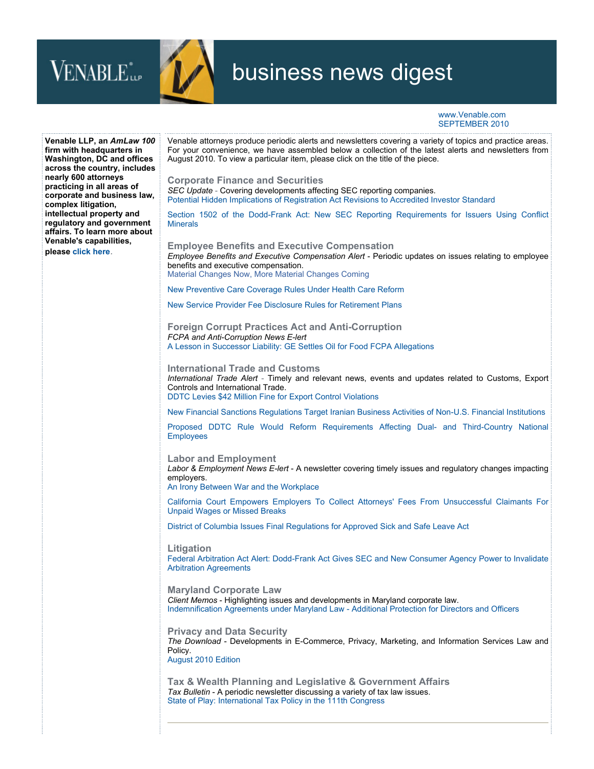VENABLE LLP

# business news digest

www.Venable.com
SEPTEMBER 2010

**Venable LLP, an *AmLaw 100* firm with headquarters in Washington, DC and offices across the country, includes nearly 600 attorneys practicing in all areas of corporate and business law, complex litigation, intellectual property and regulatory and government affairs. To learn more about Venable's capabilities, please click here.**

Venable attorneys produce periodic alerts and newsletters covering a variety of topics and practice areas. For your convenience, we have assembled below a collection of the latest alerts and newsletters from August 2010. To view a particular item, please click on the title of the piece.

## Corporate Finance and Securities

*SEC Update* - Covering developments affecting SEC reporting companies.

Potential Hidden Implications of Registration Act Revisions to Accredited Investor Standard

Section 1502 of the Dodd-Frank Act: New SEC Reporting Requirements for Issuers Using Conflict Minerals

## Employee Benefits and Executive Compensation

*Employee Benefits and Executive Compensation Alert* - Periodic updates on issues relating to employee benefits and executive compensation.

Material Changes Now, More Material Changes Coming

New Preventive Care Coverage Rules Under Health Care Reform

New Service Provider Fee Disclosure Rules for Retirement Plans

## Foreign Corrupt Practices Act and Anti-Corruption

*FCPA and Anti-Corruption News E-lert*

A Lesson in Successor Liability: GE Settles Oil for Food FCPA Allegations

## International Trade and Customs

*International Trade Alert* - Timely and relevant news, events and updates related to Customs, Export Controls and International Trade.

DDTC Levies $42 Million Fine for Export Control Violations

New Financial Sanctions Regulations Target Iranian Business Activities of Non-U.S. Financial Institutions

Proposed DDTC Rule Would Reform Requirements Affecting Dual- and Third-Country National Employees

## Labor and Employment

*Labor & Employment News E-lert* - A newsletter covering timely issues and regulatory changes impacting employers.

An Irony Between War and the Workplace

California Court Empowers Employers To Collect Attorneys' Fees From Unsuccessful Claimants For Unpaid Wages or Missed Breaks

District of Columbia Issues Final Regulations for Approved Sick and Safe Leave Act

## Litigation

Federal Arbitration Act Alert: Dodd-Frank Act Gives SEC and New Consumer Agency Power to Invalidate Arbitration Agreements

## Maryland Corporate Law

*Client Memos* - Highlighting issues and developments in Maryland corporate law.

Indemnification Agreements under Maryland Law - Additional Protection for Directors and Officers

## Privacy and Data Security

*The Download* - Developments in E-Commerce, Privacy, Marketing, and Information Services Law and Policy.

August 2010 Edition

## Tax & Wealth Planning and Legislative & Government Affairs

*Tax Bulletin* - A periodic newsletter discussing a variety of tax law issues.

State of Play: International Tax Policy in the 111th Congress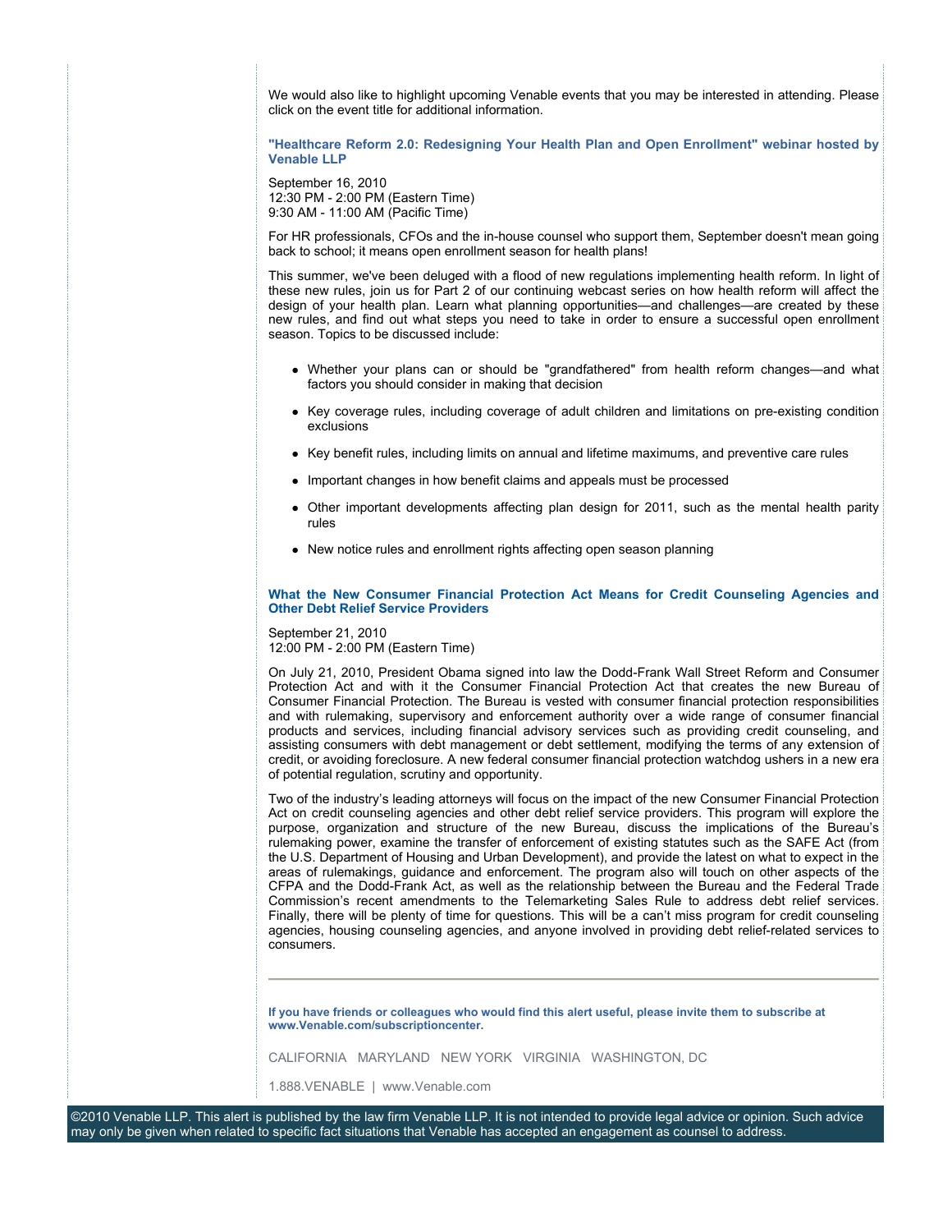We would also like to highlight upcoming Venable events that you may be interested in attending. Please click on the event title for additional information.

**"Healthcare Reform 2.0: Redesigning Your Health Plan and Open Enrollment" webinar hosted by Venable LLP**

September 16, 2010
12:30 PM - 2:00 PM (Eastern Time)
9:30 AM - 11:00 AM (Pacific Time)

For HR professionals, CFOs and the in-house counsel who support them, September doesn't mean going back to school; it means open enrollment season for health plans!

This summer, we've been deluged with a flood of new regulations implementing health reform. In light of these new rules, join us for Part 2 of our continuing webcast series on how health reform will affect the design of your health plan. Learn what planning opportunities—and challenges—are created by these new rules, and find out what steps you need to take in order to ensure a successful open enrollment season. Topics to be discussed include:

- Whether your plans can or should be "grandfathered" from health reform changes—and what factors you should consider in making that decision
- Key coverage rules, including coverage of adult children and limitations on pre-existing condition exclusions
- Key benefit rules, including limits on annual and lifetime maximums, and preventive care rules
- Important changes in how benefit claims and appeals must be processed
- Other important developments affecting plan design for 2011, such as the mental health parity rules
- New notice rules and enrollment rights affecting open season planning

**What the New Consumer Financial Protection Act Means for Credit Counseling Agencies and Other Debt Relief Service Providers**

September 21, 2010
12:00 PM - 2:00 PM (Eastern Time)

On July 21, 2010, President Obama signed into law the Dodd-Frank Wall Street Reform and Consumer Protection Act and with it the Consumer Financial Protection Act that creates the new Bureau of Consumer Financial Protection. The Bureau is vested with consumer financial protection responsibilities and with rulemaking, supervisory and enforcement authority over a wide range of consumer financial products and services, including financial advisory services such as providing credit counseling, and assisting consumers with debt management or debt settlement, modifying the terms of any extension of credit, or avoiding foreclosure. A new federal consumer financial protection watchdog ushers in a new era of potential regulation, scrutiny and opportunity.

Two of the industry's leading attorneys will focus on the impact of the new Consumer Financial Protection Act on credit counseling agencies and other debt relief service providers. This program will explore the purpose, organization and structure of the new Bureau, discuss the implications of the Bureau's rulemaking power, examine the transfer of enforcement of existing statutes such as the SAFE Act (from the U.S. Department of Housing and Urban Development), and provide the latest on what to expect in the areas of rulemakings, guidance and enforcement. The program also will touch on other aspects of the CFPA and the Dodd-Frank Act, as well as the relationship between the Bureau and the Federal Trade Commission's recent amendments to the Telemarketing Sales Rule to address debt relief services. Finally, there will be plenty of time for questions. This will be a can't miss program for credit counseling agencies, housing counseling agencies, and anyone involved in providing debt relief-related services to consumers.

---

**If you have friends or colleagues who would find this alert useful, please invite them to subscribe at www.Venable.com/subscriptioncenter.**

CALIFORNIA MARYLAND NEW YORK VIRGINIA WASHINGTON, DC

1.888.VENABLE | www.Venable.com

©2010 Venable LLP. This alert is published by the law firm Venable LLP. It is not intended to provide legal advice or opinion. Such advice may only be given when related to specific fact situations that Venable has accepted an engagement as counsel to address.